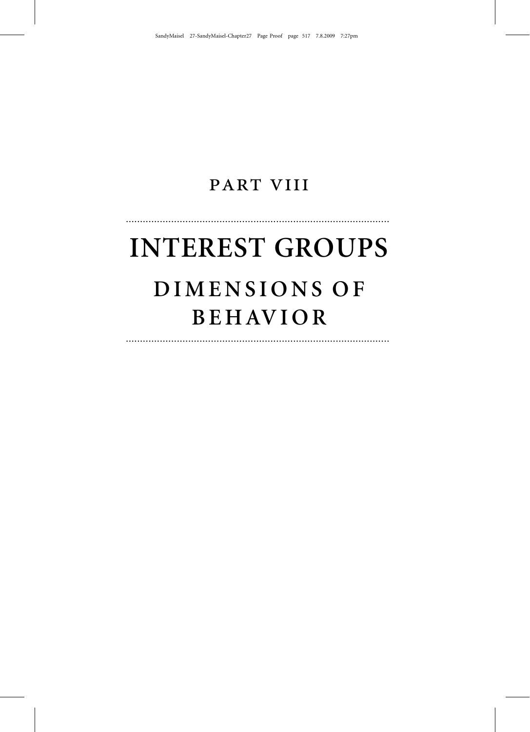# PART VIII

# INTEREST GROUPS

## DIMENSIONS OF BEHAVIOR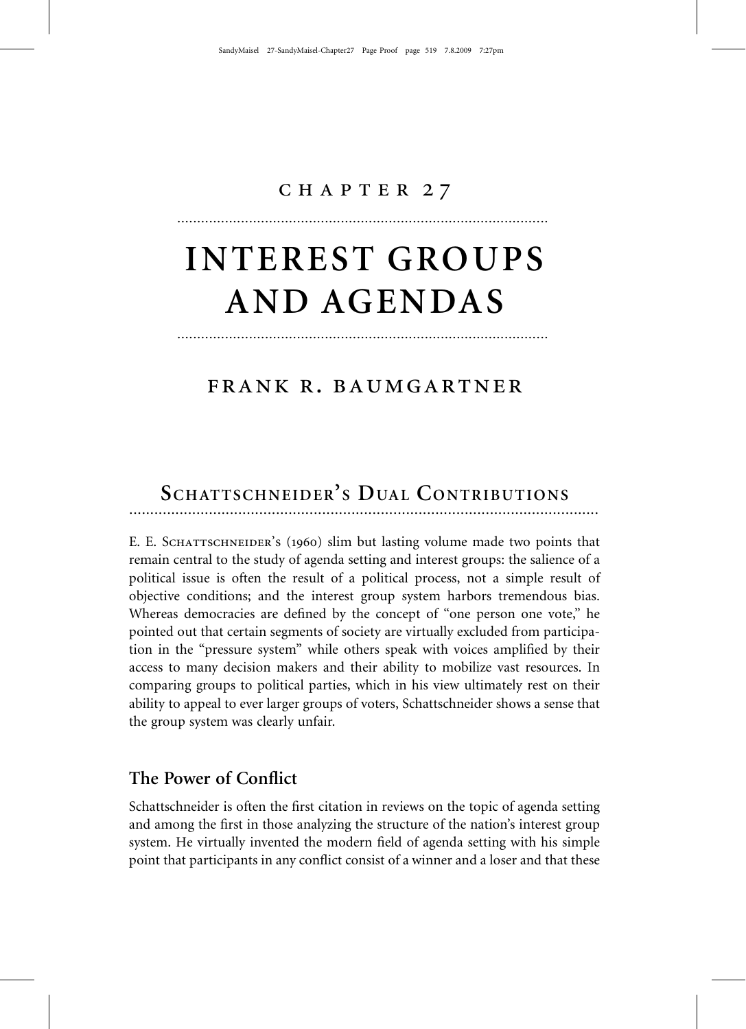# CHAPTER 27

# INTEREST GROUPS AND AGENDAS

## FRANK R. BAUMGARTNER

## Schattschneider's Dual Contributions

E. E. Schattschneider's (1960) slim but lasting volume made two points that remain central to the study of agenda setting and interest groups: the salience of a political issue is often the result of a political process, not a simple result of objective conditions; and the interest group system harbors tremendous bias. Whereas democracies are defined by the concept of "one person one vote," he pointed out that certain segments of society are virtually excluded from participation in the "pressure system" while others speak with voices amplified by their access to many decision makers and their ability to mobilize vast resources. In comparing groups to political parties, which in his view ultimately rest on their ability to appeal to ever larger groups of voters, Schattschneider shows a sense that the group system was clearly unfair.

### The Power of Conflict

Schattschneider is often the first citation in reviews on the topic of agenda setting and among the first in those analyzing the structure of the nation's interest group system. He virtually invented the modern field of agenda setting with his simple point that participants in any conflict consist of a winner and a loser and that these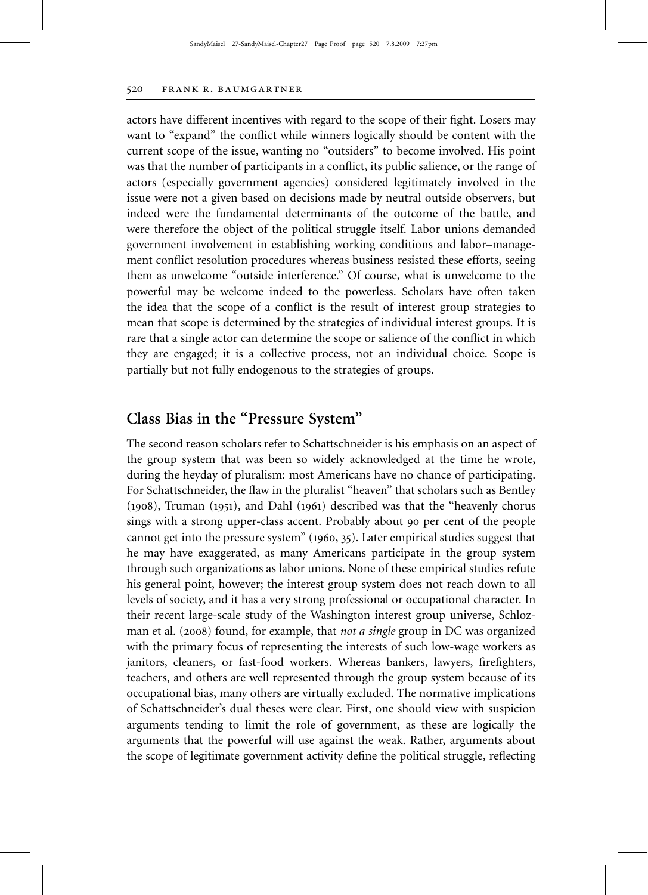actors have different incentives with regard to the scope of their fight. Losers may want to "expand" the conflict while winners logically should be content with the current scope of the issue, wanting no "outsiders" to become involved. His point was that the number of participants in a conflict, its public salience, or the range of actors (especially government agencies) considered legitimately involved in the issue were not a given based on decisions made by neutral outside observers, but indeed were the fundamental determinants of the outcome of the battle, and were therefore the object of the political struggle itself. Labor unions demanded government involvement in establishing working conditions and labor–management conflict resolution procedures whereas business resisted these efforts, seeing them as unwelcome "outside interference." Of course, what is unwelcome to the powerful may be welcome indeed to the powerless. Scholars have often taken the idea that the scope of a conflict is the result of interest group strategies to mean that scope is determined by the strategies of individual interest groups. It is rare that a single actor can determine the scope or salience of the conflict in which they are engaged; it is a collective process, not an individual choice. Scope is partially but not fully endogenous to the strategies of groups.

## Class Bias in the "Pressure System"

The second reason scholars refer to Schattschneider is his emphasis on an aspect of the group system that was been so widely acknowledged at the time he wrote, during the heyday of pluralism: most Americans have no chance of participating. For Schattschneider, the flaw in the pluralist "heaven" that scholars such as Bentley (1908), Truman (1951), and Dahl (1961) described was that the "heavenly chorus sings with a strong upper-class accent. Probably about 90 per cent of the people cannot get into the pressure system" (1960, 35). Later empirical studies suggest that he may have exaggerated, as many Americans participate in the group system through such organizations as labor unions. None of these empirical studies refute his general point, however; the interest group system does not reach down to all levels of society, and it has a very strong professional or occupational character. In their recent large-scale study of the Washington interest group universe, Schlozman et al. (2008) found, for example, that *not a single* group in DC was organized with the primary focus of representing the interests of such low-wage workers as janitors, cleaners, or fast-food workers. Whereas bankers, lawyers, firefighters, teachers, and others are well represented through the group system because of its occupational bias, many others are virtually excluded. The normative implications of Schattschneider's dual theses were clear. First, one should view with suspicion arguments tending to limit the role of government, as these are logically the arguments that the powerful will use against the weak. Rather, arguments about the scope of legitimate government activity define the political struggle, reflecting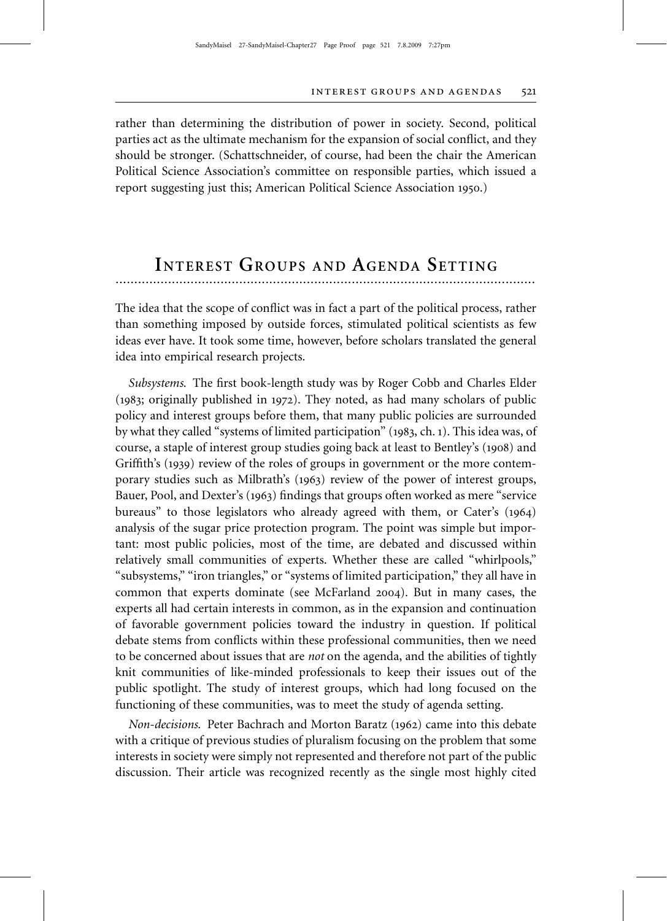rather than determining the distribution of power in society. Second, political parties act as the ultimate mechanism for the expansion of social conflict, and they should be stronger. (Schattschneider, of course, had been the chair the American Political Science Association's committee on responsible parties, which issued a report suggesting just this; American Political Science Association 1950.)

## Interest Groups and Agenda Setting

The idea that the scope of conflict was in fact a part of the political process, rather than something imposed by outside forces, stimulated political scientists as few ideas ever have. It took some time, however, before scholars translated the general idea into empirical research projects.

*Subsystems.* The first book-length study was by Roger Cobb and Charles Elder (1983; originally published in 1972). They noted, as had many scholars of public policy and interest groups before them, that many public policies are surrounded by what they called "systems of limited participation" (1983, ch. 1). This idea was, of course, a staple of interest group studies going back at least to Bentley's (1908) and Griffith's (1939) review of the roles of groups in government or the more contemporary studies such as Milbrath's (1963) review of the power of interest groups, Bauer, Pool, and Dexter's (1963) findings that groups often worked as mere "service bureaus" to those legislators who already agreed with them, or Cater's (1964) analysis of the sugar price protection program. The point was simple but important: most public policies, most of the time, are debated and discussed within relatively small communities of experts. Whether these are called "whirlpools," "subsystems," "iron triangles," or "systems of limited participation," they all have in common that experts dominate (see McFarland 2004). But in many cases, the experts all had certain interests in common, as in the expansion and continuation of favorable government policies toward the industry in question. If political debate stems from conflicts within these professional communities, then we need to be concerned about issues that are *not* on the agenda, and the abilities of tightly knit communities of like-minded professionals to keep their issues out of the public spotlight. The study of interest groups, which had long focused on the functioning of these communities, was to meet the study of agenda setting.

*Non-decisions.* Peter Bachrach and Morton Baratz (1962) came into this debate with a critique of previous studies of pluralism focusing on the problem that some interests in society were simply not represented and therefore not part of the public discussion. Their article was recognized recently as the single most highly cited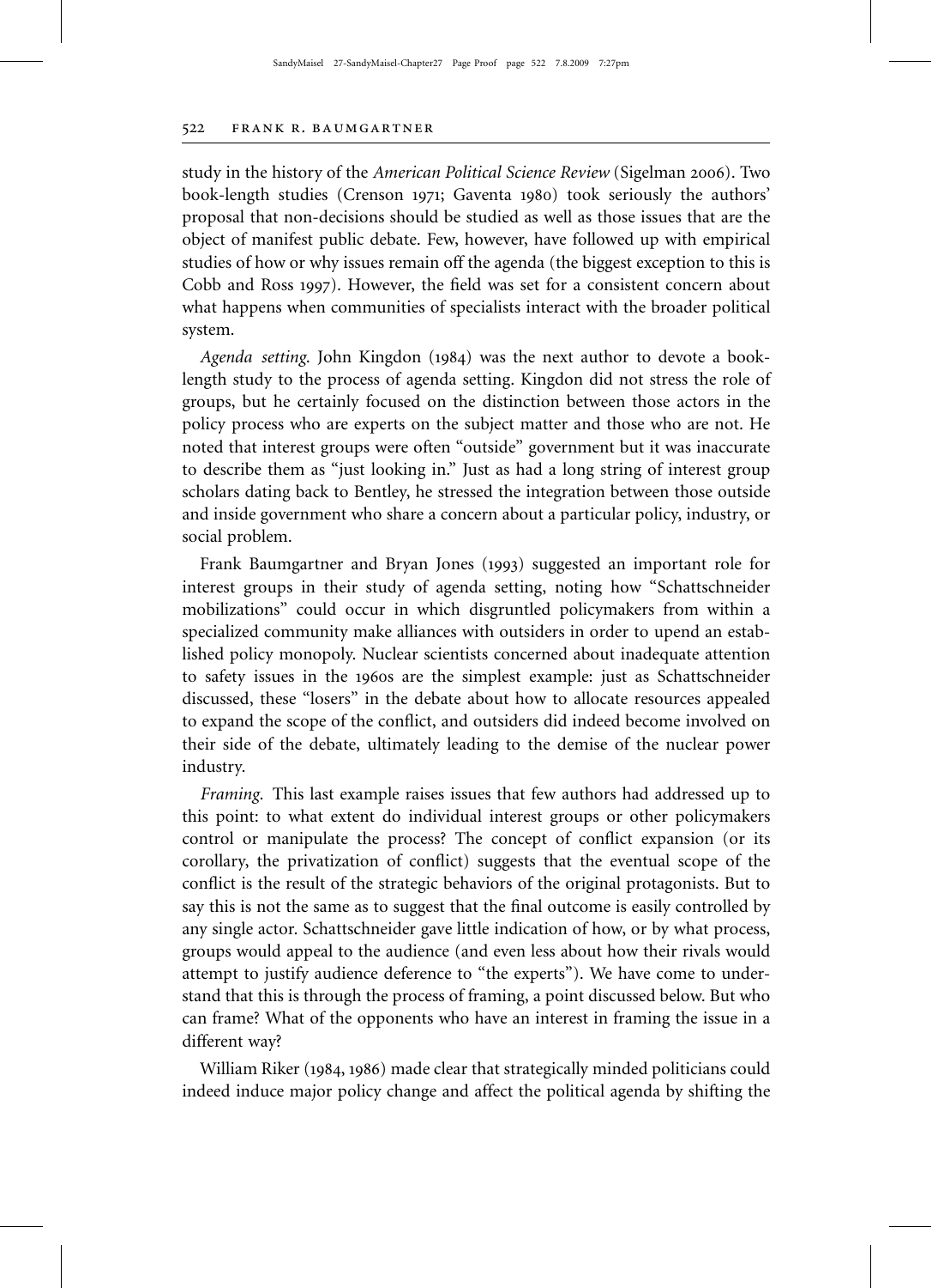study in the history of the *American Political Science Review* (Sigelman 2006). Two book-length studies (Crenson 1971; Gaventa 1980) took seriously the authors' proposal that non-decisions should be studied as well as those issues that are the object of manifest public debate. Few, however, have followed up with empirical studies of how or why issues remain off the agenda (the biggest exception to this is Cobb and Ross 1997). However, the field was set for a consistent concern about what happens when communities of specialists interact with the broader political system.

*Agenda setting.* John Kingdon (1984) was the next author to devote a book-length study to the process of agenda setting. Kingdon did not stress the role of groups, but he certainly focused on the distinction between those actors in the policy process who are experts on the subject matter and those who are not. He noted that interest groups were often "outside" government but it was inaccurate to describe them as "just looking in." Just as had a long string of interest group scholars dating back to Bentley, he stressed the integration between those outside and inside government who share a concern about a particular policy, industry, or social problem.

Frank Baumgartner and Bryan Jones (1993) suggested an important role for interest groups in their study of agenda setting, noting how "Schattschneider mobilizations" could occur in which disgruntled policymakers from within a specialized community make alliances with outsiders in order to upend an established policy monopoly. Nuclear scientists concerned about inadequate attention to safety issues in the 1960s are the simplest example: just as Schattschneider discussed, these "losers" in the debate about how to allocate resources appealed to expand the scope of the conflict, and outsiders did indeed become involved on their side of the debate, ultimately leading to the demise of the nuclear power industry.

*Framing.* This last example raises issues that few authors had addressed up to this point: to what extent do individual interest groups or other policymakers control or manipulate the process? The concept of conflict expansion (or its corollary, the privatization of conflict) suggests that the eventual scope of the conflict is the result of the strategic behaviors of the original protagonists. But to say this is not the same as to suggest that the final outcome is easily controlled by any single actor. Schattschneider gave little indication of how, or by what process, groups would appeal to the audience (and even less about how their rivals would attempt to justify audience deference to "the experts"). We have come to understand that this is through the process of framing, a point discussed below. But who can frame? What of the opponents who have an interest in framing the issue in a different way?

William Riker (1984, 1986) made clear that strategically minded politicians could indeed induce major policy change and affect the political agenda by shifting the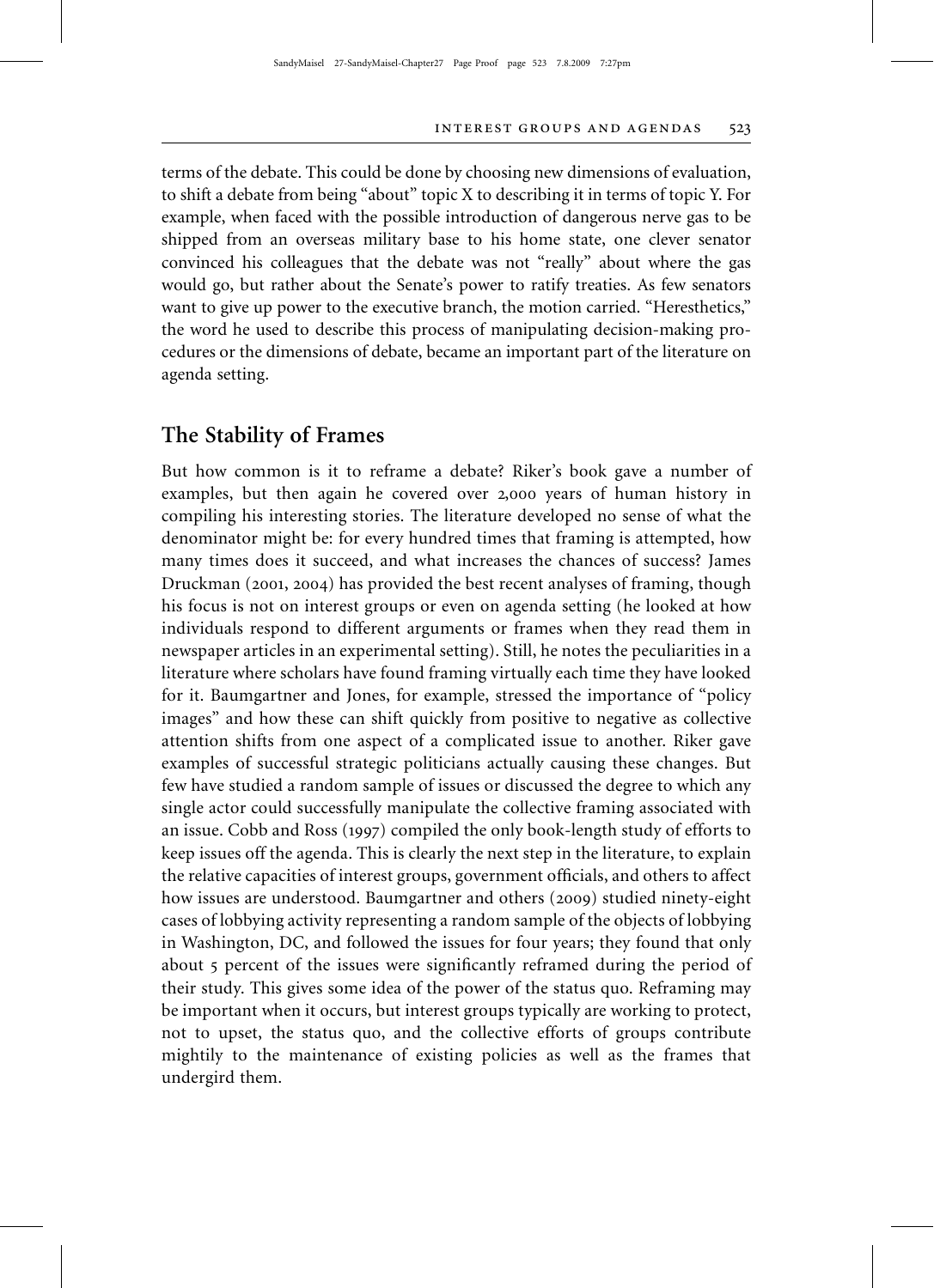terms of the debate. This could be done by choosing new dimensions of evaluation, to shift a debate from being "about" topic X to describing it in terms of topic Y. For example, when faced with the possible introduction of dangerous nerve gas to be shipped from an overseas military base to his home state, one clever senator convinced his colleagues that the debate was not "really" about where the gas would go, but rather about the Senate's power to ratify treaties. As few senators want to give up power to the executive branch, the motion carried. "Heresthetics," the word he used to describe this process of manipulating decision-making procedures or the dimensions of debate, became an important part of the literature on agenda setting.

## The Stability of Frames

But how common is it to reframe a debate? Riker's book gave a number of examples, but then again he covered over 2,000 years of human history in compiling his interesting stories. The literature developed no sense of what the denominator might be: for every hundred times that framing is attempted, how many times does it succeed, and what increases the chances of success? James Druckman (2001, 2004) has provided the best recent analyses of framing, though his focus is not on interest groups or even on agenda setting (he looked at how individuals respond to different arguments or frames when they read them in newspaper articles in an experimental setting). Still, he notes the peculiarities in a literature where scholars have found framing virtually each time they have looked for it. Baumgartner and Jones, for example, stressed the importance of "policy images" and how these can shift quickly from positive to negative as collective attention shifts from one aspect of a complicated issue to another. Riker gave examples of successful strategic politicians actually causing these changes. But few have studied a random sample of issues or discussed the degree to which any single actor could successfully manipulate the collective framing associated with an issue. Cobb and Ross (1997) compiled the only book-length study of efforts to keep issues off the agenda. This is clearly the next step in the literature, to explain the relative capacities of interest groups, government officials, and others to affect how issues are understood. Baumgartner and others (2009) studied ninety-eight cases of lobbying activity representing a random sample of the objects of lobbying in Washington, DC, and followed the issues for four years; they found that only about 5 percent of the issues were significantly reframed during the period of their study. This gives some idea of the power of the status quo. Reframing may be important when it occurs, but interest groups typically are working to protect, not to upset, the status quo, and the collective efforts of groups contribute mightily to the maintenance of existing policies as well as the frames that undergird them.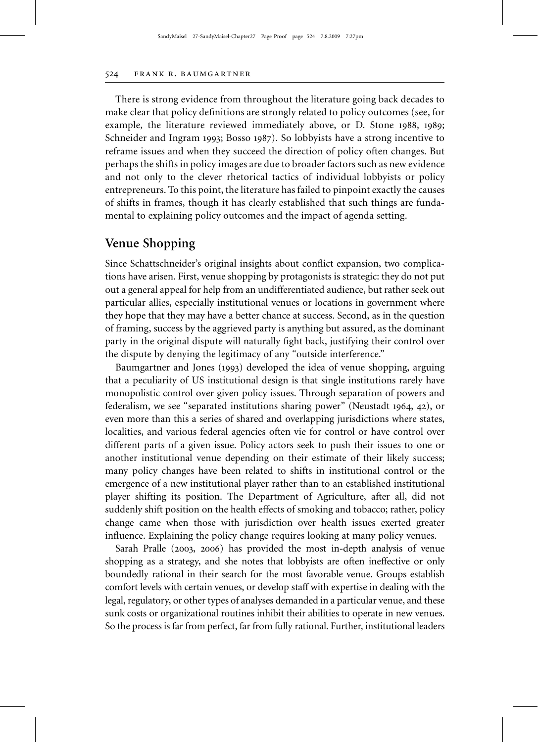There is strong evidence from throughout the literature going back decades to make clear that policy definitions are strongly related to policy outcomes (see, for example, the literature reviewed immediately above, or D. Stone 1988, 1989; Schneider and Ingram 1993; Bosso 1987). So lobbyists have a strong incentive to reframe issues and when they succeed the direction of policy often changes. But perhaps the shifts in policy images are due to broader factors such as new evidence and not only to the clever rhetorical tactics of individual lobbyists or policy entrepreneurs. To this point, the literature has failed to pinpoint exactly the causes of shifts in frames, though it has clearly established that such things are fundamental to explaining policy outcomes and the impact of agenda setting.

## Venue Shopping

Since Schattschneider's original insights about conflict expansion, two complications have arisen. First, venue shopping by protagonists is strategic: they do not put out a general appeal for help from an undifferentiated audience, but rather seek out particular allies, especially institutional venues or locations in government where they hope that they may have a better chance at success. Second, as in the question of framing, success by the aggrieved party is anything but assured, as the dominant party in the original dispute will naturally fight back, justifying their control over the dispute by denying the legitimacy of any "outside interference."

Baumgartner and Jones (1993) developed the idea of venue shopping, arguing that a peculiarity of US institutional design is that single institutions rarely have monopolistic control over given policy issues. Through separation of powers and federalism, we see "separated institutions sharing power" (Neustadt 1964, 42), or even more than this a series of shared and overlapping jurisdictions where states, localities, and various federal agencies often vie for control or have control over different parts of a given issue. Policy actors seek to push their issues to one or another institutional venue depending on their estimate of their likely success; many policy changes have been related to shifts in institutional control or the emergence of a new institutional player rather than to an established institutional player shifting its position. The Department of Agriculture, after all, did not suddenly shift position on the health effects of smoking and tobacco; rather, policy change came when those with jurisdiction over health issues exerted greater influence. Explaining the policy change requires looking at many policy venues.

Sarah Pralle (2003, 2006) has provided the most in-depth analysis of venue shopping as a strategy, and she notes that lobbyists are often ineffective or only boundedly rational in their search for the most favorable venue. Groups establish comfort levels with certain venues, or develop staff with expertise in dealing with the legal, regulatory, or other types of analyses demanded in a particular venue, and these sunk costs or organizational routines inhibit their abilities to operate in new venues. So the process is far from perfect, far from fully rational. Further, institutional leaders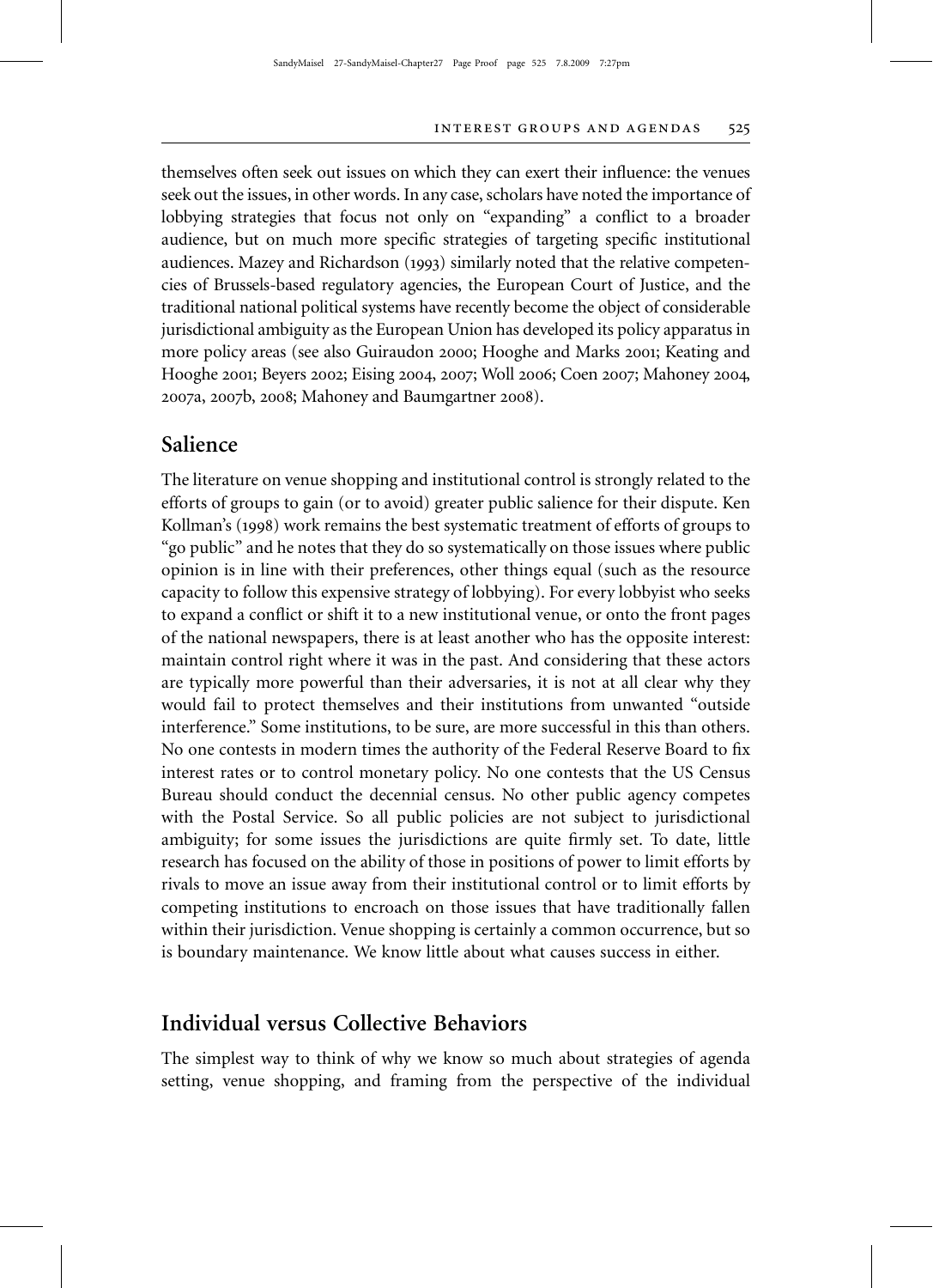themselves often seek out issues on which they can exert their influence: the venues seek out the issues, in other words. In any case, scholars have noted the importance of lobbying strategies that focus not only on "expanding" a conflict to a broader audience, but on much more specific strategies of targeting specific institutional audiences. Mazey and Richardson (1993) similarly noted that the relative competencies of Brussels-based regulatory agencies, the European Court of Justice, and the traditional national political systems have recently become the object of considerable jurisdictional ambiguity as the European Union has developed its policy apparatus in more policy areas (see also Guiraudon 2000; Hooghe and Marks 2001; Keating and Hooghe 2001; Beyers 2002; Eising 2004, 2007; Woll 2006; Coen 2007; Mahoney 2004, 2007a, 2007b, 2008; Mahoney and Baumgartner 2008).

## Salience

The literature on venue shopping and institutional control is strongly related to the efforts of groups to gain (or to avoid) greater public salience for their dispute. Ken Kollman's (1998) work remains the best systematic treatment of efforts of groups to "go public" and he notes that they do so systematically on those issues where public opinion is in line with their preferences, other things equal (such as the resource capacity to follow this expensive strategy of lobbying). For every lobbyist who seeks to expand a conflict or shift it to a new institutional venue, or onto the front pages of the national newspapers, there is at least another who has the opposite interest: maintain control right where it was in the past. And considering that these actors are typically more powerful than their adversaries, it is not at all clear why they would fail to protect themselves and their institutions from unwanted "outside interference." Some institutions, to be sure, are more successful in this than others. No one contests in modern times the authority of the Federal Reserve Board to fix interest rates or to control monetary policy. No one contests that the US Census Bureau should conduct the decennial census. No other public agency competes with the Postal Service. So all public policies are not subject to jurisdictional ambiguity; for some issues the jurisdictions are quite firmly set. To date, little research has focused on the ability of those in positions of power to limit efforts by rivals to move an issue away from their institutional control or to limit efforts by competing institutions to encroach on those issues that have traditionally fallen within their jurisdiction. Venue shopping is certainly a common occurrence, but so is boundary maintenance. We know little about what causes success in either.

## Individual versus Collective Behaviors

The simplest way to think of why we know so much about strategies of agenda setting, venue shopping, and framing from the perspective of the individual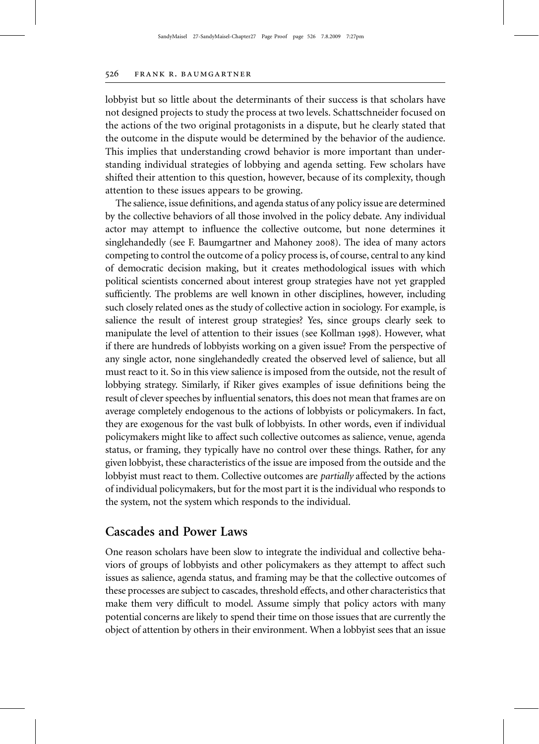lobbyist but so little about the determinants of their success is that scholars have not designed projects to study the process at two levels. Schattschneider focused on the actions of the two original protagonists in a dispute, but he clearly stated that the outcome in the dispute would be determined by the behavior of the audience. This implies that understanding crowd behavior is more important than understanding individual strategies of lobbying and agenda setting. Few scholars have shifted their attention to this question, however, because of its complexity, though attention to these issues appears to be growing.

The salience, issue definitions, and agenda status of any policy issue are determined by the collective behaviors of all those involved in the policy debate. Any individual actor may attempt to influence the collective outcome, but none determines it singlehandedly (see F. Baumgartner and Mahoney 2008). The idea of many actors competing to control the outcome of a policy process is, of course, central to any kind of democratic decision making, but it creates methodological issues with which political scientists concerned about interest group strategies have not yet grappled sufficiently. The problems are well known in other disciplines, however, including such closely related ones as the study of collective action in sociology. For example, is salience the result of interest group strategies? Yes, since groups clearly seek to manipulate the level of attention to their issues (see Kollman 1998). However, what if there are hundreds of lobbyists working on a given issue? From the perspective of any single actor, none singlehandedly created the observed level of salience, but all must react to it. So in this view salience is imposed from the outside, not the result of lobbying strategy. Similarly, if Riker gives examples of issue definitions being the result of clever speeches by influential senators, this does not mean that frames are on average completely endogenous to the actions of lobbyists or policymakers. In fact, they are exogenous for the vast bulk of lobbyists. In other words, even if individual policymakers might like to affect such collective outcomes as salience, venue, agenda status, or framing, they typically have no control over these things. Rather, for any given lobbyist, these characteristics of the issue are imposed from the outside and the lobbyist must react to them. Collective outcomes are *partially* affected by the actions of individual policymakers, but for the most part it is the individual who responds to the system, not the system which responds to the individual.

## Cascades and Power Laws

One reason scholars have been slow to integrate the individual and collective behaviors of groups of lobbyists and other policymakers as they attempt to affect such issues as salience, agenda status, and framing may be that the collective outcomes of these processes are subject to cascades, threshold effects, and other characteristics that make them very difficult to model. Assume simply that policy actors with many potential concerns are likely to spend their time on those issues that are currently the object of attention by others in their environment. When a lobbyist sees that an issue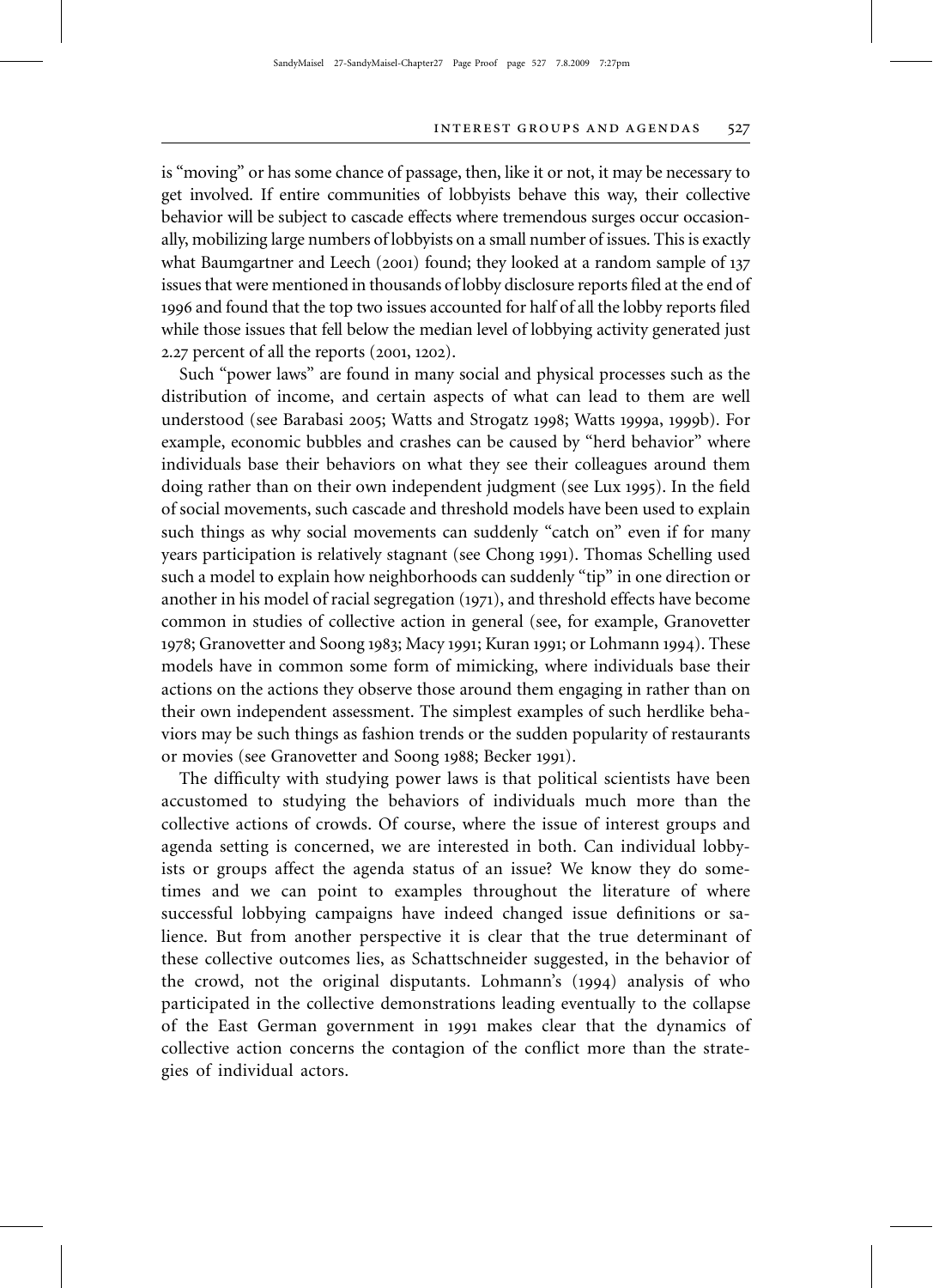is "moving" or has some chance of passage, then, like it or not, it may be necessary to get involved. If entire communities of lobbyists behave this way, their collective behavior will be subject to cascade effects where tremendous surges occur occasionally, mobilizing large numbers of lobbyists on a small number of issues. This is exactly what Baumgartner and Leech (2001) found; they looked at a random sample of 137 issues that were mentioned in thousands of lobby disclosure reports filed at the end of 1996 and found that the top two issues accounted for half of all the lobby reports filed while those issues that fell below the median level of lobbying activity generated just 2.27 percent of all the reports (2001, 1202).

Such "power laws" are found in many social and physical processes such as the distribution of income, and certain aspects of what can lead to them are well understood (see Barabasi 2005; Watts and Strogatz 1998; Watts 1999a, 1999b). For example, economic bubbles and crashes can be caused by "herd behavior" where individuals base their behaviors on what they see their colleagues around them doing rather than on their own independent judgment (see Lux 1995). In the field of social movements, such cascade and threshold models have been used to explain such things as why social movements can suddenly "catch on" even if for many years participation is relatively stagnant (see Chong 1991). Thomas Schelling used such a model to explain how neighborhoods can suddenly "tip" in one direction or another in his model of racial segregation (1971), and threshold effects have become common in studies of collective action in general (see, for example, Granovetter 1978; Granovetter and Soong 1983; Macy 1991; Kuran 1991; or Lohmann 1994). These models have in common some form of mimicking, where individuals base their actions on the actions they observe those around them engaging in rather than on their own independent assessment. The simplest examples of such herdlike behaviors may be such things as fashion trends or the sudden popularity of restaurants or movies (see Granovetter and Soong 1988; Becker 1991).

The difficulty with studying power laws is that political scientists have been accustomed to studying the behaviors of individuals much more than the collective actions of crowds. Of course, where the issue of interest groups and agenda setting is concerned, we are interested in both. Can individual lobbyists or groups affect the agenda status of an issue? We know they do sometimes and we can point to examples throughout the literature of where successful lobbying campaigns have indeed changed issue definitions or salience. But from another perspective it is clear that the true determinant of these collective outcomes lies, as Schattschneider suggested, in the behavior of the crowd, not the original disputants. Lohmann's (1994) analysis of who participated in the collective demonstrations leading eventually to the collapse of the East German government in 1991 makes clear that the dynamics of collective action concerns the contagion of the conflict more than the strategies of individual actors.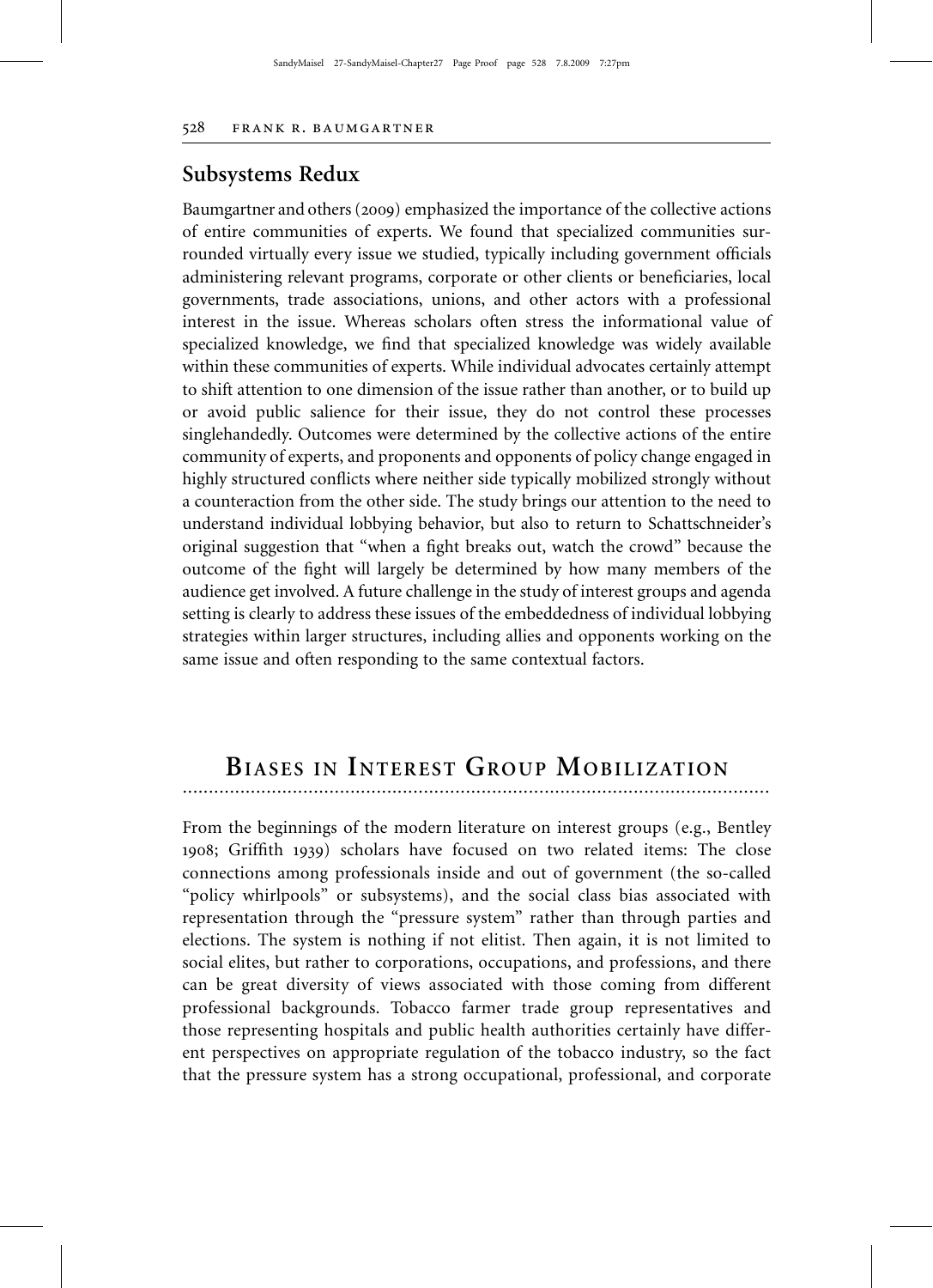## Subsystems Redux

Baumgartner and others (2009) emphasized the importance of the collective actions of entire communities of experts. We found that specialized communities surrounded virtually every issue we studied, typically including government officials administering relevant programs, corporate or other clients or beneficiaries, local governments, trade associations, unions, and other actors with a professional interest in the issue. Whereas scholars often stress the informational value of specialized knowledge, we find that specialized knowledge was widely available within these communities of experts. While individual advocates certainly attempt to shift attention to one dimension of the issue rather than another, or to build up or avoid public salience for their issue, they do not control these processes singlehandedly. Outcomes were determined by the collective actions of the entire community of experts, and proponents and opponents of policy change engaged in highly structured conflicts where neither side typically mobilized strongly without a counteraction from the other side. The study brings our attention to the need to understand individual lobbying behavior, but also to return to Schattschneider's original suggestion that "when a fight breaks out, watch the crowd" because the outcome of the fight will largely be determined by how many members of the audience get involved. A future challenge in the study of interest groups and agenda setting is clearly to address these issues of the embeddedness of individual lobbying strategies within larger structures, including allies and opponents working on the same issue and often responding to the same contextual factors.

# Biases in Interest Group Mobilization

From the beginnings of the modern literature on interest groups (e.g., Bentley 1908; Griffith 1939) scholars have focused on two related items: The close connections among professionals inside and out of government (the so-called "policy whirlpools" or subsystems), and the social class bias associated with representation through the "pressure system" rather than through parties and elections. The system is nothing if not elitist. Then again, it is not limited to social elites, but rather to corporations, occupations, and professions, and there can be great diversity of views associated with those coming from different professional backgrounds. Tobacco farmer trade group representatives and those representing hospitals and public health authorities certainly have different perspectives on appropriate regulation of the tobacco industry, so the fact that the pressure system has a strong occupational, professional, and corporate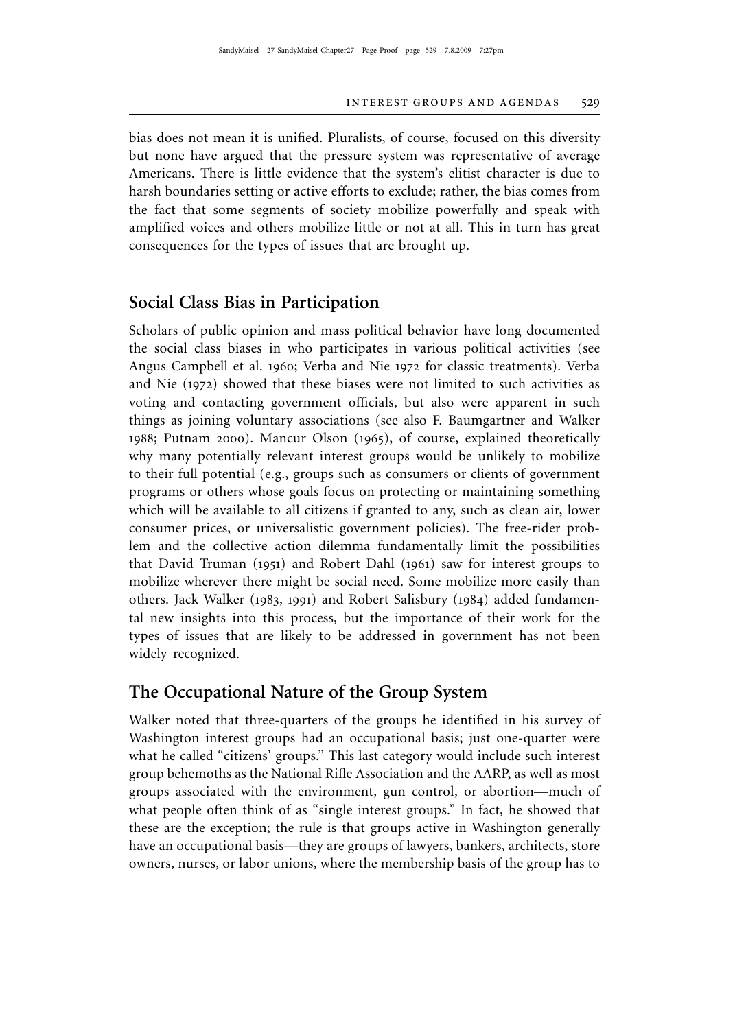bias does not mean it is unified. Pluralists, of course, focused on this diversity but none have argued that the pressure system was representative of average Americans. There is little evidence that the system's elitist character is due to harsh boundaries setting or active efforts to exclude; rather, the bias comes from the fact that some segments of society mobilize powerfully and speak with amplified voices and others mobilize little or not at all. This in turn has great consequences for the types of issues that are brought up.

## Social Class Bias in Participation

Scholars of public opinion and mass political behavior have long documented the social class biases in who participates in various political activities (see Angus Campbell et al. 1960; Verba and Nie 1972 for classic treatments). Verba and Nie (1972) showed that these biases were not limited to such activities as voting and contacting government officials, but also were apparent in such things as joining voluntary associations (see also F. Baumgartner and Walker 1988; Putnam 2000). Mancur Olson (1965), of course, explained theoretically why many potentially relevant interest groups would be unlikely to mobilize to their full potential (e.g., groups such as consumers or clients of government programs or others whose goals focus on protecting or maintaining something which will be available to all citizens if granted to any, such as clean air, lower consumer prices, or universalistic government policies). The free-rider problem and the collective action dilemma fundamentally limit the possibilities that David Truman (1951) and Robert Dahl (1961) saw for interest groups to mobilize wherever there might be social need. Some mobilize more easily than others. Jack Walker (1983, 1991) and Robert Salisbury (1984) added fundamental new insights into this process, but the importance of their work for the types of issues that are likely to be addressed in government has not been widely recognized.

## The Occupational Nature of the Group System

Walker noted that three-quarters of the groups he identified in his survey of Washington interest groups had an occupational basis; just one-quarter were what he called "citizens' groups." This last category would include such interest group behemoths as the National Rifle Association and the AARP, as well as most groups associated with the environment, gun control, or abortion—much of what people often think of as "single interest groups." In fact, he showed that these are the exception; the rule is that groups active in Washington generally have an occupational basis—they are groups of lawyers, bankers, architects, store owners, nurses, or labor unions, where the membership basis of the group has to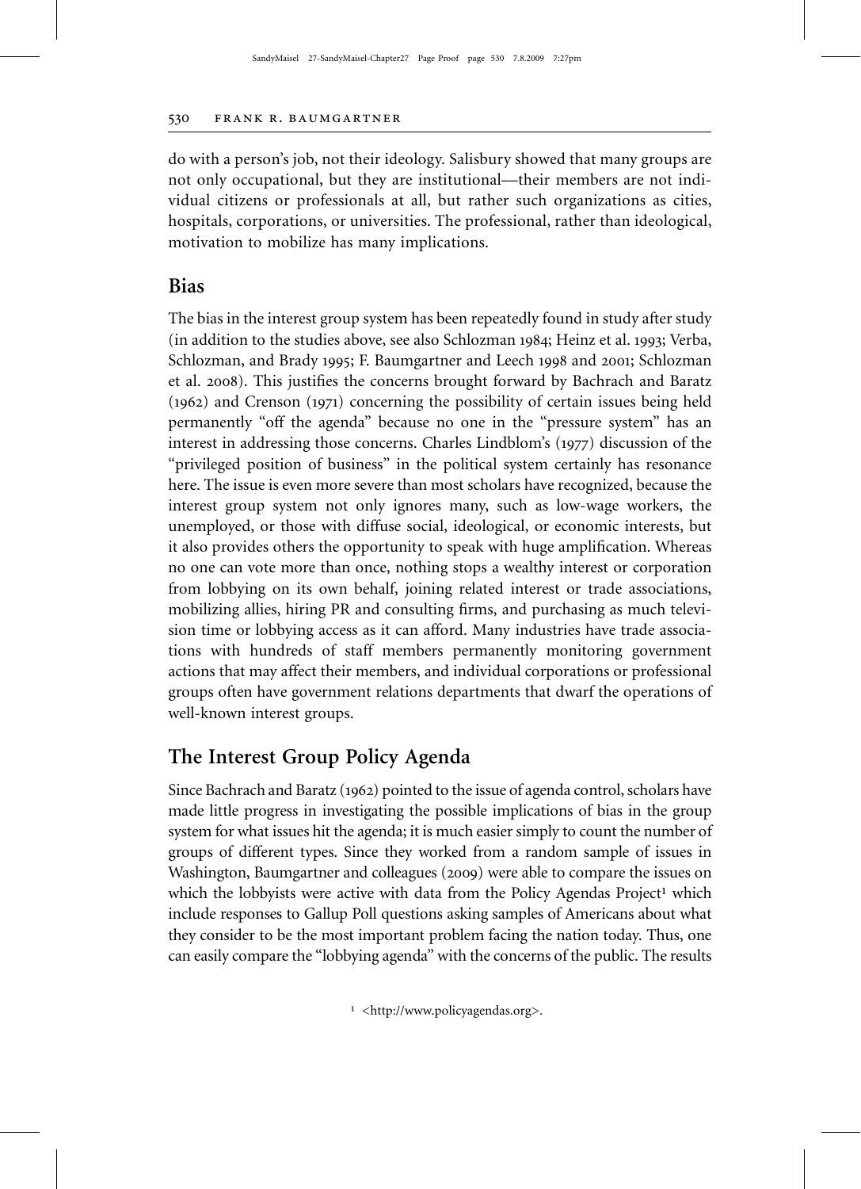do with a person's job, not their ideology. Salisbury showed that many groups are not only occupational, but they are institutional—their members are not individual citizens or professionals at all, but rather such organizations as cities, hospitals, corporations, or universities. The professional, rather than ideological, motivation to mobilize has many implications.

## Bias

The bias in the interest group system has been repeatedly found in study after study (in addition to the studies above, see also Schlozman 1984; Heinz et al. 1993; Verba, Schlozman, and Brady 1995; F. Baumgartner and Leech 1998 and 2001; Schlozman et al. 2008). This justifies the concerns brought forward by Bachrach and Baratz (1962) and Crenson (1971) concerning the possibility of certain issues being held permanently "off the agenda" because no one in the "pressure system" has an interest in addressing those concerns. Charles Lindblom's (1977) discussion of the "privileged position of business" in the political system certainly has resonance here. The issue is even more severe than most scholars have recognized, because the interest group system not only ignores many, such as low-wage workers, the unemployed, or those with diffuse social, ideological, or economic interests, but it also provides others the opportunity to speak with huge amplification. Whereas no one can vote more than once, nothing stops a wealthy interest or corporation from lobbying on its own behalf, joining related interest or trade associations, mobilizing allies, hiring PR and consulting firms, and purchasing as much television time or lobbying access as it can afford. Many industries have trade associations with hundreds of staff members permanently monitoring government actions that may affect their members, and individual corporations or professional groups often have government relations departments that dwarf the operations of well-known interest groups.

## The Interest Group Policy Agenda

Since Bachrach and Baratz (1962) pointed to the issue of agenda control, scholars have made little progress in investigating the possible implications of bias in the group system for what issues hit the agenda; it is much easier simply to count the number of groups of different types. Since they worked from a random sample of issues in Washington, Baumgartner and colleagues (2009) were able to compare the issues on which the lobbyists were active with data from the Policy Agendas Project[1] which include responses to Gallup Poll questions asking samples of Americans about what they consider to be the most important problem facing the nation today. Thus, one can easily compare the "lobbying agenda" with the concerns of the public. The results

[1] <http://www.policyagendas.org>.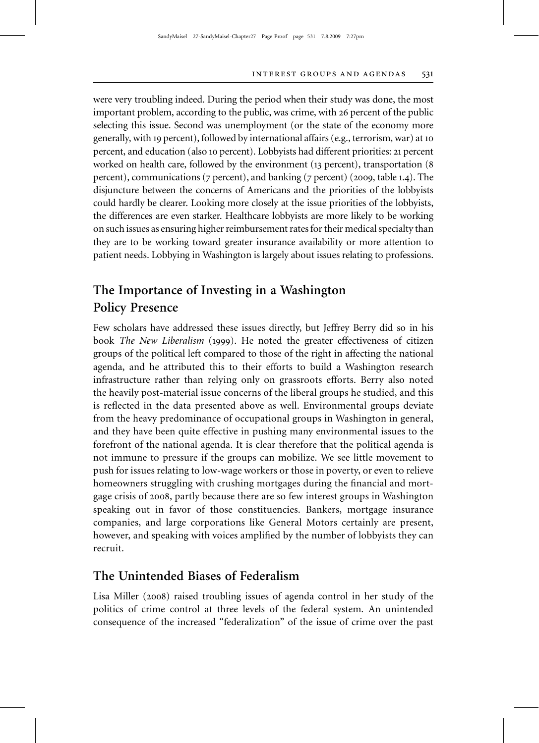were very troubling indeed. During the period when their study was done, the most important problem, according to the public, was crime, with 26 percent of the public selecting this issue. Second was unemployment (or the state of the economy more generally, with 19 percent), followed by international affairs (e.g., terrorism, war) at 10 percent, and education (also 10 percent). Lobbyists had different priorities: 21 percent worked on health care, followed by the environment (13 percent), transportation (8 percent), communications (7 percent), and banking (7 percent) (2009, table 1.4). The disjuncture between the concerns of Americans and the priorities of the lobbyists could hardly be clearer. Looking more closely at the issue priorities of the lobbyists, the differences are even starker. Healthcare lobbyists are more likely to be working on such issues as ensuring higher reimbursement rates for their medical specialty than they are to be working toward greater insurance availability or more attention to patient needs. Lobbying in Washington is largely about issues relating to professions.

## The Importance of Investing in a Washington Policy Presence

Few scholars have addressed these issues directly, but Jeffrey Berry did so in his book *The New Liberalism* (1999). He noted the greater effectiveness of citizen groups of the political left compared to those of the right in affecting the national agenda, and he attributed this to their efforts to build a Washington research infrastructure rather than relying only on grassroots efforts. Berry also noted the heavily post-material issue concerns of the liberal groups he studied, and this is reflected in the data presented above as well. Environmental groups deviate from the heavy predominance of occupational groups in Washington in general, and they have been quite effective in pushing many environmental issues to the forefront of the national agenda. It is clear therefore that the political agenda is not immune to pressure if the groups can mobilize. We see little movement to push for issues relating to low-wage workers or those in poverty, or even to relieve homeowners struggling with crushing mortgages during the financial and mortgage crisis of 2008, partly because there are so few interest groups in Washington speaking out in favor of those constituencies. Bankers, mortgage insurance companies, and large corporations like General Motors certainly are present, however, and speaking with voices amplified by the number of lobbyists they can recruit.

## The Unintended Biases of Federalism

Lisa Miller (2008) raised troubling issues of agenda control in her study of the politics of crime control at three levels of the federal system. An unintended consequence of the increased "federalization" of the issue of crime over the past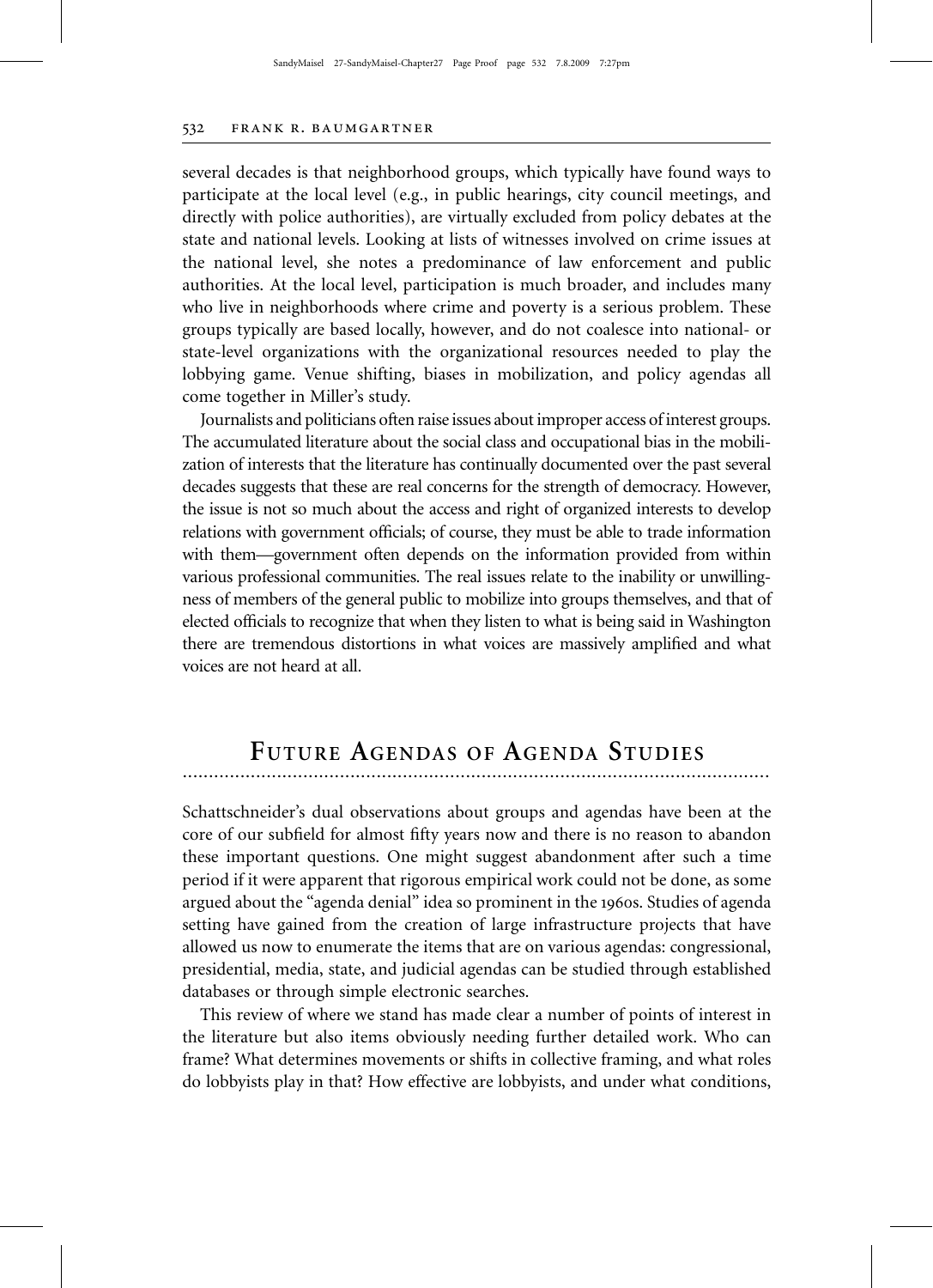several decades is that neighborhood groups, which typically have found ways to participate at the local level (e.g., in public hearings, city council meetings, and directly with police authorities), are virtually excluded from policy debates at the state and national levels. Looking at lists of witnesses involved on crime issues at the national level, she notes a predominance of law enforcement and public authorities. At the local level, participation is much broader, and includes many who live in neighborhoods where crime and poverty is a serious problem. These groups typically are based locally, however, and do not coalesce into national- or state-level organizations with the organizational resources needed to play the lobbying game. Venue shifting, biases in mobilization, and policy agendas all come together in Miller's study.

Journalists and politicians often raise issues about improper access of interest groups. The accumulated literature about the social class and occupational bias in the mobilization of interests that the literature has continually documented over the past several decades suggests that these are real concerns for the strength of democracy. However, the issue is not so much about the access and right of organized interests to develop relations with government officials; of course, they must be able to trade information with them—government often depends on the information provided from within various professional communities. The real issues relate to the inability or unwillingness of members of the general public to mobilize into groups themselves, and that of elected officials to recognize that when they listen to what is being said in Washington there are tremendous distortions in what voices are massively amplified and what voices are not heard at all.

## Future Agendas of Agenda Studies

Schattschneider's dual observations about groups and agendas have been at the core of our subfield for almost fifty years now and there is no reason to abandon these important questions. One might suggest abandonment after such a time period if it were apparent that rigorous empirical work could not be done, as some argued about the "agenda denial" idea so prominent in the 1960s. Studies of agenda setting have gained from the creation of large infrastructure projects that have allowed us now to enumerate the items that are on various agendas: congressional, presidential, media, state, and judicial agendas can be studied through established databases or through simple electronic searches.

This review of where we stand has made clear a number of points of interest in the literature but also items obviously needing further detailed work. Who can frame? What determines movements or shifts in collective framing, and what roles do lobbyists play in that? How effective are lobbyists, and under what conditions,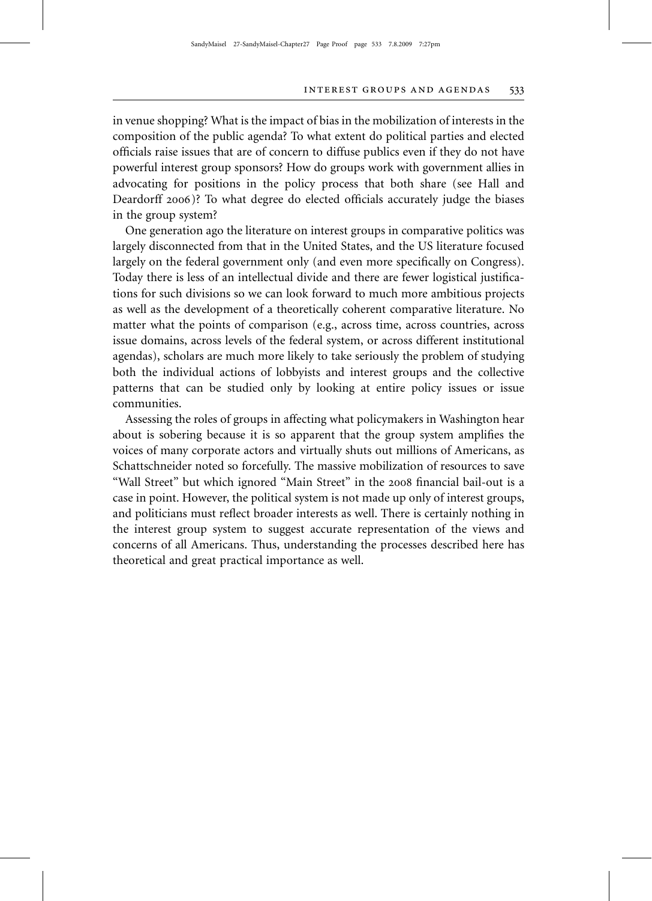in venue shopping? What is the impact of bias in the mobilization of interests in the composition of the public agenda? To what extent do political parties and elected officials raise issues that are of concern to diffuse publics even if they do not have powerful interest group sponsors? How do groups work with government allies in advocating for positions in the policy process that both share (see Hall and Deardorff 2006)? To what degree do elected officials accurately judge the biases in the group system?

One generation ago the literature on interest groups in comparative politics was largely disconnected from that in the United States, and the US literature focused largely on the federal government only (and even more specifically on Congress). Today there is less of an intellectual divide and there are fewer logistical justifications for such divisions so we can look forward to much more ambitious projects as well as the development of a theoretically coherent comparative literature. No matter what the points of comparison (e.g., across time, across countries, across issue domains, across levels of the federal system, or across different institutional agendas), scholars are much more likely to take seriously the problem of studying both the individual actions of lobbyists and interest groups and the collective patterns that can be studied only by looking at entire policy issues or issue communities.

Assessing the roles of groups in affecting what policymakers in Washington hear about is sobering because it is so apparent that the group system amplifies the voices of many corporate actors and virtually shuts out millions of Americans, as Schattschneider noted so forcefully. The massive mobilization of resources to save "Wall Street" but which ignored "Main Street" in the 2008 financial bail-out is a case in point. However, the political system is not made up only of interest groups, and politicians must reflect broader interests as well. There is certainly nothing in the interest group system to suggest accurate representation of the views and concerns of all Americans. Thus, understanding the processes described here has theoretical and great practical importance as well.